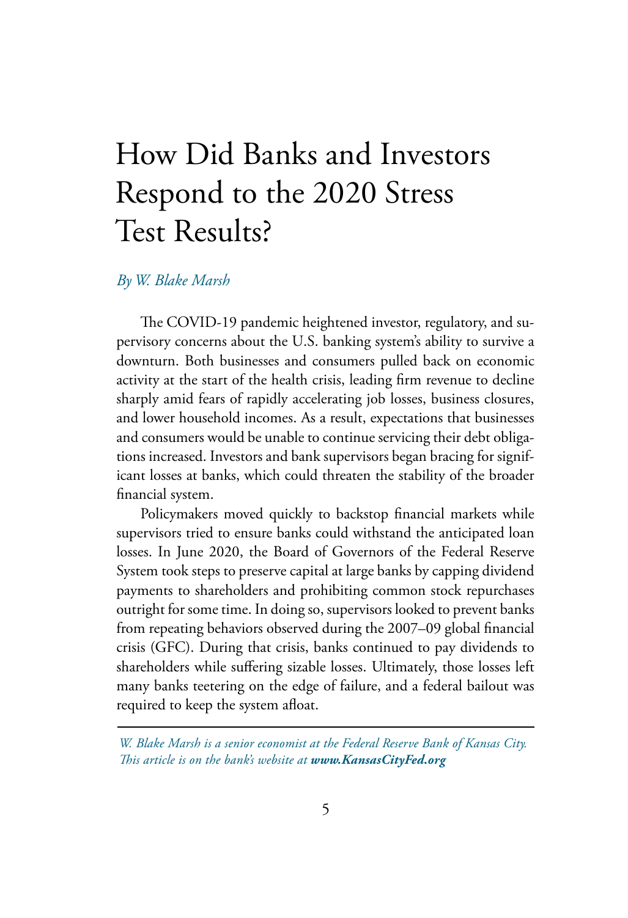# How Did Banks and Investors Respond to the 2020 Stress Test Results?

*By W. Blake Marsh*

The COVID-19 pandemic heightened investor, regulatory, and supervisory concerns about the U.S. banking system's ability to survive a downturn. Both businesses and consumers pulled back on economic activity at the start of the health crisis, leading firm revenue to decline sharply amid fears of rapidly accelerating job losses, business closures, and lower household incomes. As a result, expectations that businesses and consumers would be unable to continue servicing their debt obligations increased. Investors and bank supervisors began bracing for significant losses at banks, which could threaten the stability of the broader financial system.

Policymakers moved quickly to backstop financial markets while supervisors tried to ensure banks could withstand the anticipated loan losses. In June 2020, the Board of Governors of the Federal Reserve System took steps to preserve capital at large banks by capping dividend payments to shareholders and prohibiting common stock repurchases outright for some time. In doing so, supervisors looked to prevent banks from repeating behaviors observed during the 2007–09 global financial crisis (GFC). During that crisis, banks continued to pay dividends to shareholders while suffering sizable losses. Ultimately, those losses left many banks teetering on the edge of failure, and a federal bailout was required to keep the system afloat.

---

*W. Blake Marsh is a senior economist at the Federal Reserve Bank of Kansas City. This article is on the bank's website at* ***www.KansasCityFed.org***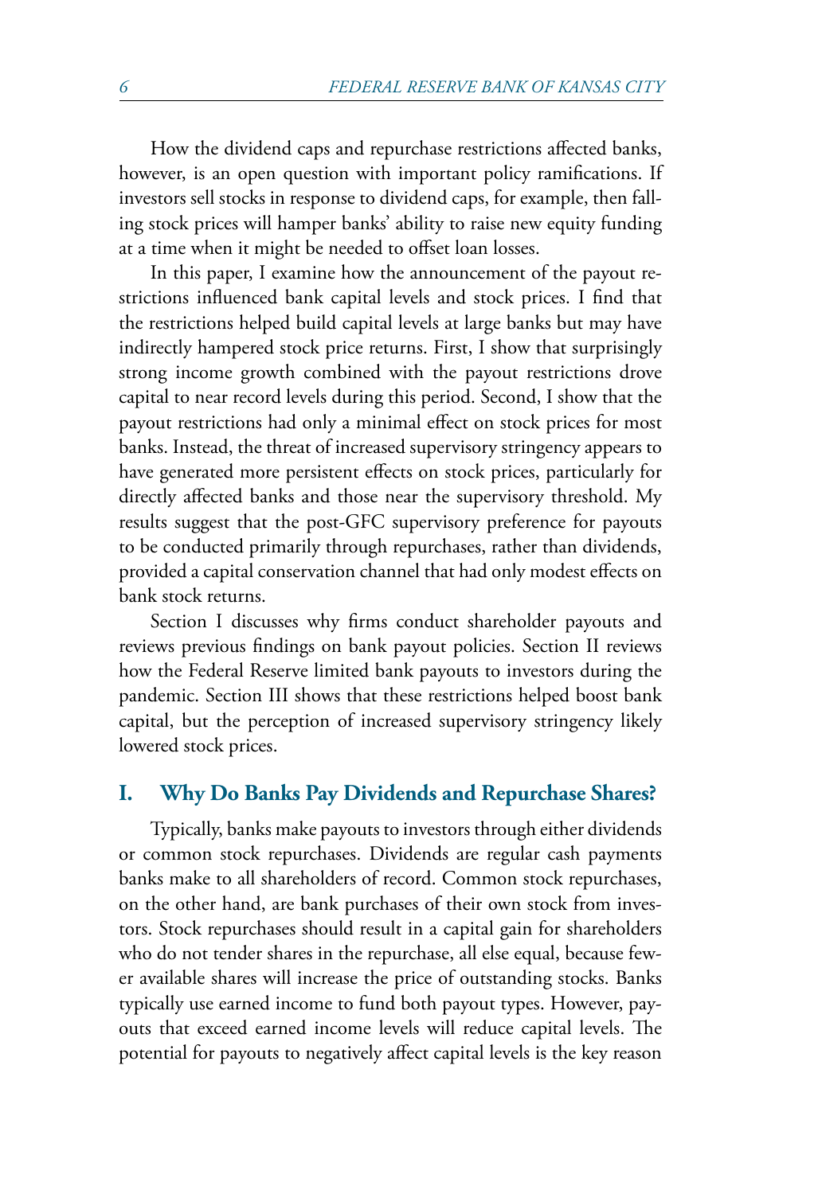How the dividend caps and repurchase restrictions affected banks, however, is an open question with important policy ramifications. If investors sell stocks in response to dividend caps, for example, then falling stock prices will hamper banks' ability to raise new equity funding at a time when it might be needed to offset loan losses.

In this paper, I examine how the announcement of the payout restrictions influenced bank capital levels and stock prices. I find that the restrictions helped build capital levels at large banks but may have indirectly hampered stock price returns. First, I show that surprisingly strong income growth combined with the payout restrictions drove capital to near record levels during this period. Second, I show that the payout restrictions had only a minimal effect on stock prices for most banks. Instead, the threat of increased supervisory stringency appears to have generated more persistent effects on stock prices, particularly for directly affected banks and those near the supervisory threshold. My results suggest that the post-GFC supervisory preference for payouts to be conducted primarily through repurchases, rather than dividends, provided a capital conservation channel that had only modest effects on bank stock returns.

Section I discusses why firms conduct shareholder payouts and reviews previous findings on bank payout policies. Section II reviews how the Federal Reserve limited bank payouts to investors during the pandemic. Section III shows that these restrictions helped boost bank capital, but the perception of increased supervisory stringency likely lowered stock prices.

## I. Why Do Banks Pay Dividends and Repurchase Shares?

Typically, banks make payouts to investors through either dividends or common stock repurchases. Dividends are regular cash payments banks make to all shareholders of record. Common stock repurchases, on the other hand, are bank purchases of their own stock from investors. Stock repurchases should result in a capital gain for shareholders who do not tender shares in the repurchase, all else equal, because fewer available shares will increase the price of outstanding stocks. Banks typically use earned income to fund both payout types. However, payouts that exceed earned income levels will reduce capital levels. The potential for payouts to negatively affect capital levels is the key reason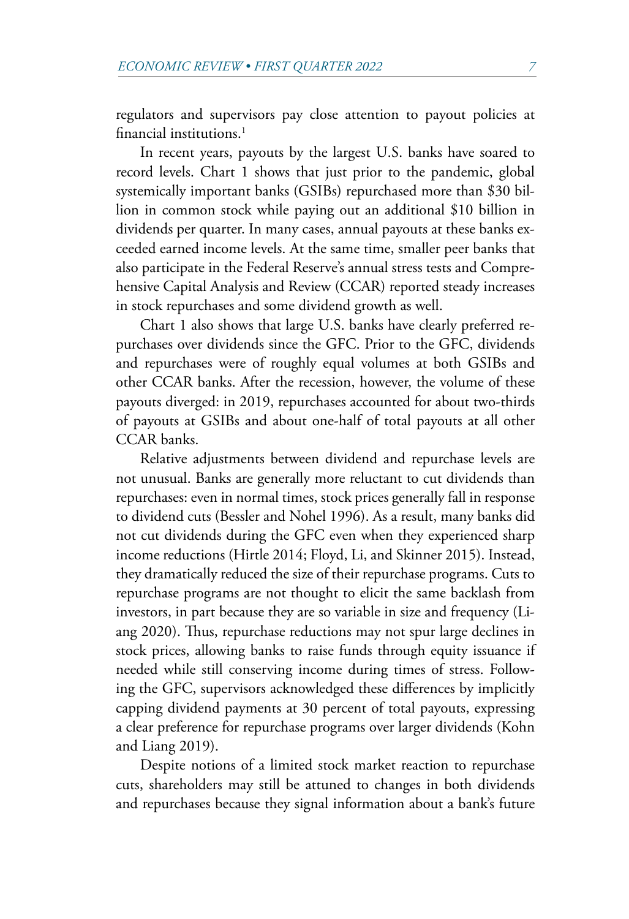regulators and supervisors pay close attention to payout policies at financial institutions.[1]

In recent years, payouts by the largest U.S. banks have soared to record levels. Chart 1 shows that just prior to the pandemic, global systemically important banks (GSIBs) repurchased more than $30 billion in common stock while paying out an additional $10 billion in dividends per quarter. In many cases, annual payouts at these banks exceeded earned income levels. At the same time, smaller peer banks that also participate in the Federal Reserve's annual stress tests and Comprehensive Capital Analysis and Review (CCAR) reported steady increases in stock repurchases and some dividend growth as well.

Chart 1 also shows that large U.S. banks have clearly preferred repurchases over dividends since the GFC. Prior to the GFC, dividends and repurchases were of roughly equal volumes at both GSIBs and other CCAR banks. After the recession, however, the volume of these payouts diverged: in 2019, repurchases accounted for about two-thirds of payouts at GSIBs and about one-half of total payouts at all other CCAR banks.

Relative adjustments between dividend and repurchase levels are not unusual. Banks are generally more reluctant to cut dividends than repurchases: even in normal times, stock prices generally fall in response to dividend cuts (Bessler and Nohel 1996). As a result, many banks did not cut dividends during the GFC even when they experienced sharp income reductions (Hirtle 2014; Floyd, Li, and Skinner 2015). Instead, they dramatically reduced the size of their repurchase programs. Cuts to repurchase programs are not thought to elicit the same backlash from investors, in part because they are so variable in size and frequency (Liang 2020). Thus, repurchase reductions may not spur large declines in stock prices, allowing banks to raise funds through equity issuance if needed while still conserving income during times of stress. Following the GFC, supervisors acknowledged these differences by implicitly capping dividend payments at 30 percent of total payouts, expressing a clear preference for repurchase programs over larger dividends (Kohn and Liang 2019).

Despite notions of a limited stock market reaction to repurchase cuts, shareholders may still be attuned to changes in both dividends and repurchases because they signal information about a bank's future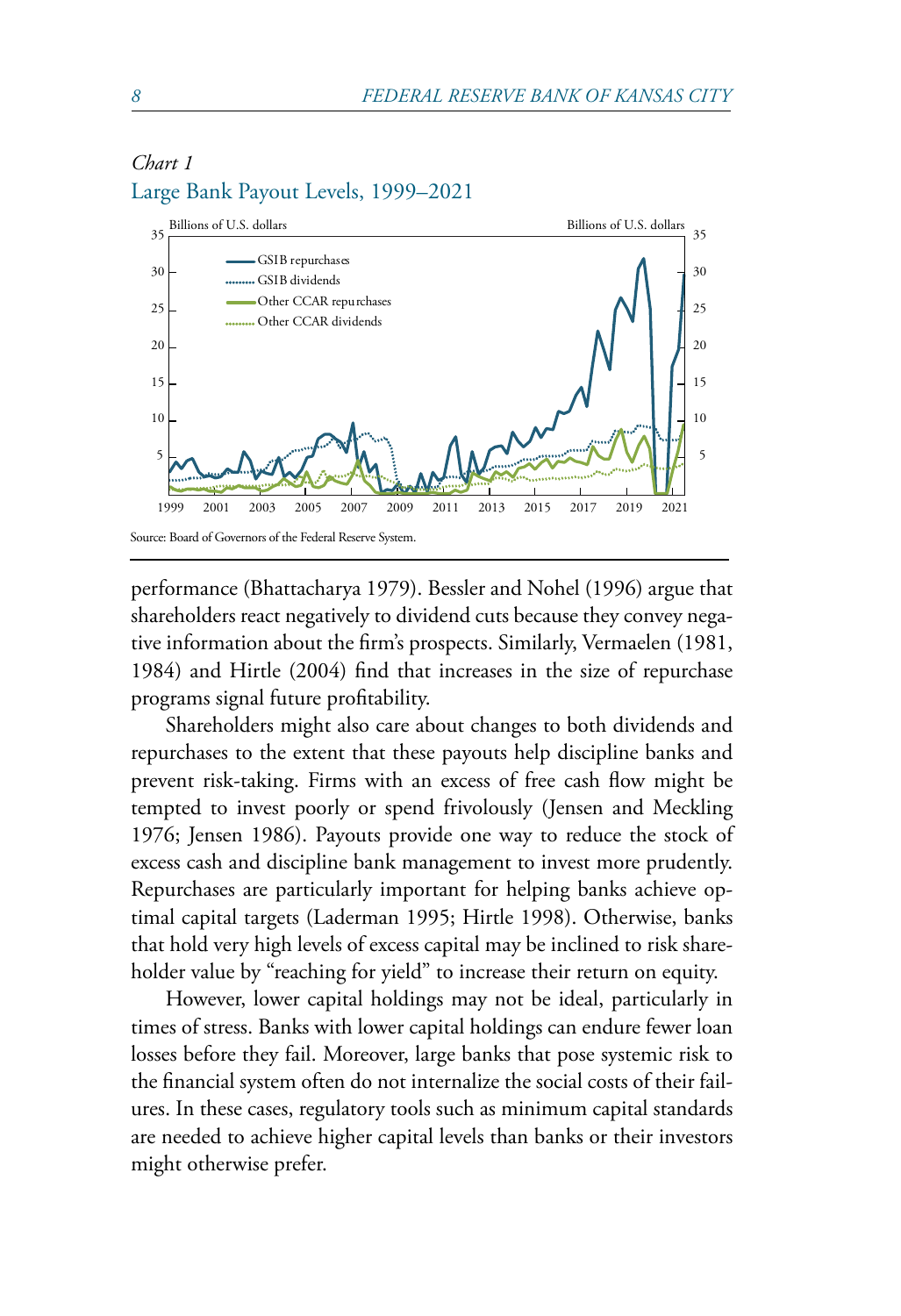*Chart 1*
Large Bank Payout Levels, 1999–2021

Source: Board of Governors of the Federal Reserve System.

performance (Bhattacharya 1979). Bessler and Nohel (1996) argue that shareholders react negatively to dividend cuts because they convey negative information about the firm's prospects. Similarly, Vermaelen (1981, 1984) and Hirtle (2004) find that increases in the size of repurchase programs signal future profitability.

Shareholders might also care about changes to both dividends and repurchases to the extent that these payouts help discipline banks and prevent risk-taking. Firms with an excess of free cash flow might be tempted to invest poorly or spend frivolously (Jensen and Meckling 1976; Jensen 1986). Payouts provide one way to reduce the stock of excess cash and discipline bank management to invest more prudently. Repurchases are particularly important for helping banks achieve optimal capital targets (Laderman 1995; Hirtle 1998). Otherwise, banks that hold very high levels of excess capital may be inclined to risk shareholder value by "reaching for yield" to increase their return on equity.

However, lower capital holdings may not be ideal, particularly in times of stress. Banks with lower capital holdings can endure fewer loan losses before they fail. Moreover, large banks that pose systemic risk to the financial system often do not internalize the social costs of their failures. In these cases, regulatory tools such as minimum capital standards are needed to achieve higher capital levels than banks or their investors might otherwise prefer.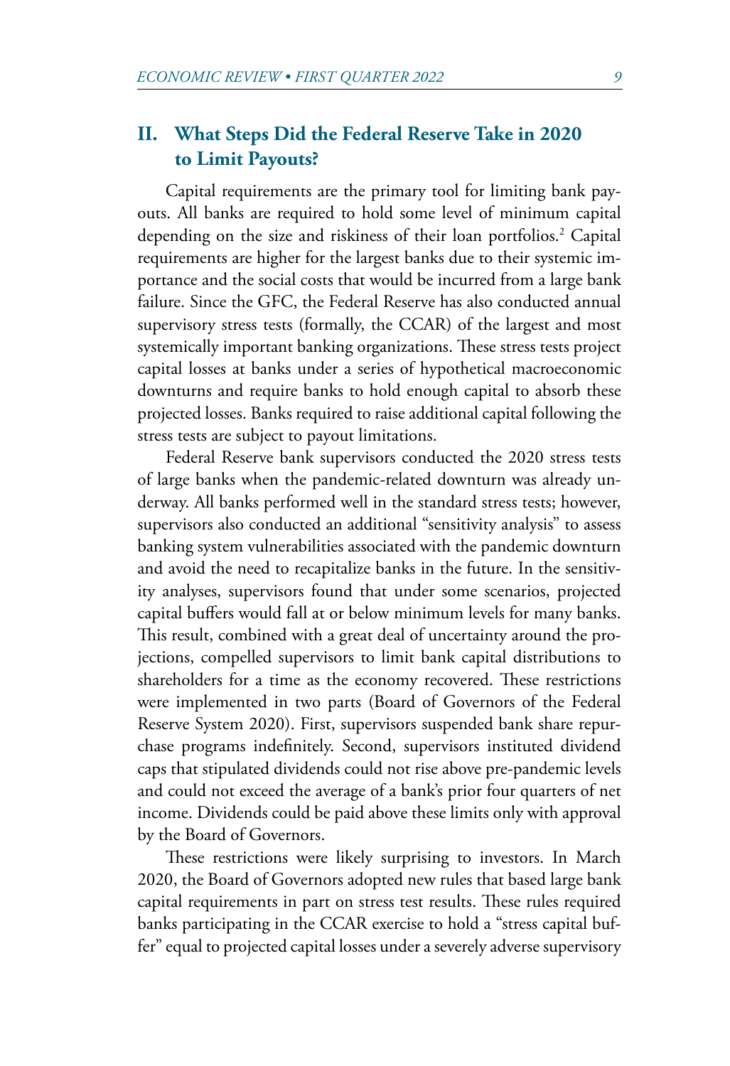## II. What Steps Did the Federal Reserve Take in 2020 to Limit Payouts?

Capital requirements are the primary tool for limiting bank payouts. All banks are required to hold some level of minimum capital depending on the size and riskiness of their loan portfolios.[2] Capital requirements are higher for the largest banks due to their systemic importance and the social costs that would be incurred from a large bank failure. Since the GFC, the Federal Reserve has also conducted annual supervisory stress tests (formally, the CCAR) of the largest and most systemically important banking organizations. These stress tests project capital losses at banks under a series of hypothetical macroeconomic downturns and require banks to hold enough capital to absorb these projected losses. Banks required to raise additional capital following the stress tests are subject to payout limitations.

Federal Reserve bank supervisors conducted the 2020 stress tests of large banks when the pandemic-related downturn was already underway. All banks performed well in the standard stress tests; however, supervisors also conducted an additional "sensitivity analysis" to assess banking system vulnerabilities associated with the pandemic downturn and avoid the need to recapitalize banks in the future. In the sensitivity analyses, supervisors found that under some scenarios, projected capital buffers would fall at or below minimum levels for many banks. This result, combined with a great deal of uncertainty around the projections, compelled supervisors to limit bank capital distributions to shareholders for a time as the economy recovered. These restrictions were implemented in two parts (Board of Governors of the Federal Reserve System 2020). First, supervisors suspended bank share repurchase programs indefinitely. Second, supervisors instituted dividend caps that stipulated dividends could not rise above pre-pandemic levels and could not exceed the average of a bank's prior four quarters of net income. Dividends could be paid above these limits only with approval by the Board of Governors.

These restrictions were likely surprising to investors. In March 2020, the Board of Governors adopted new rules that based large bank capital requirements in part on stress test results. These rules required banks participating in the CCAR exercise to hold a "stress capital buffer" equal to projected capital losses under a severely adverse supervisory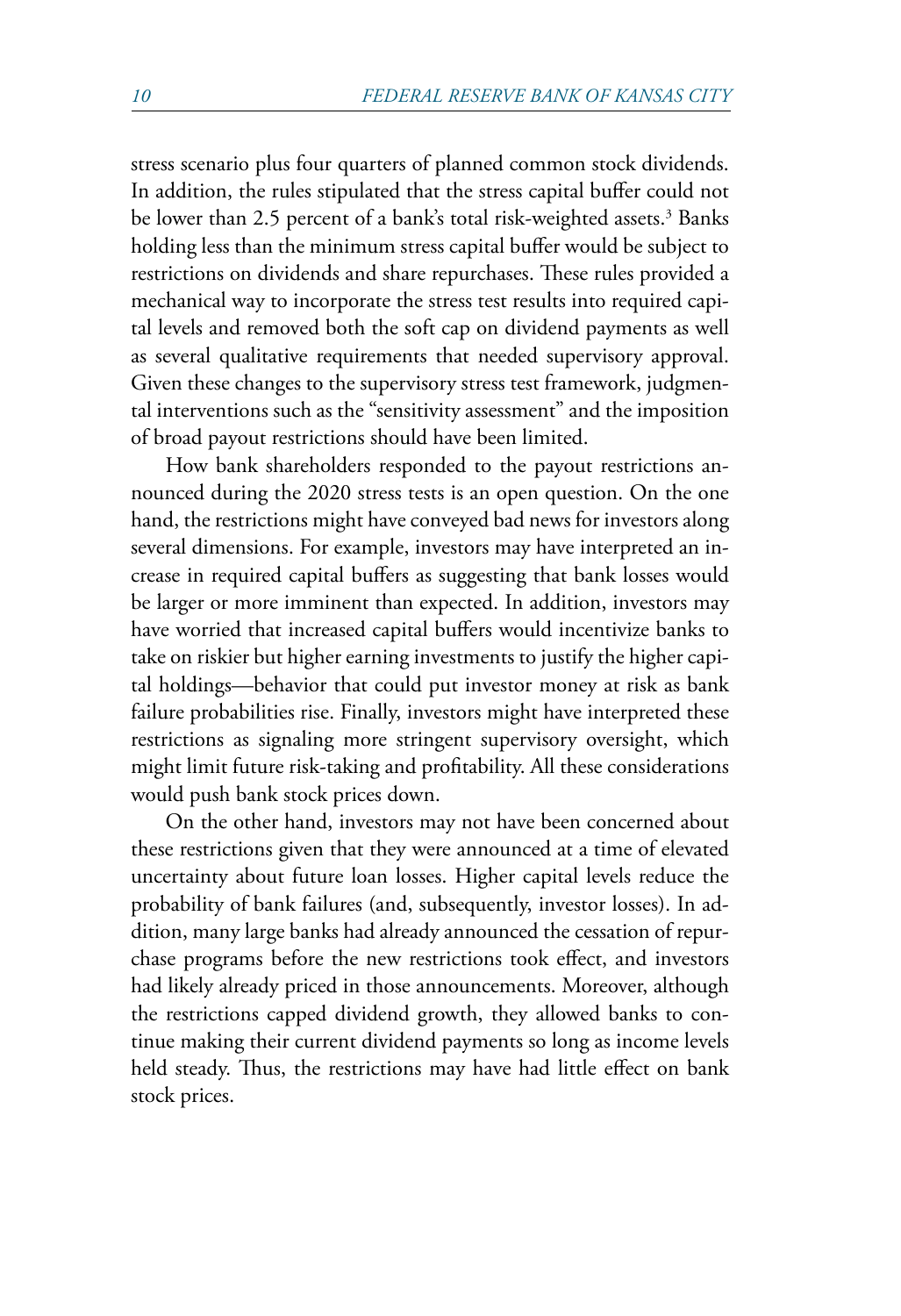stress scenario plus four quarters of planned common stock dividends. In addition, the rules stipulated that the stress capital buffer could not be lower than 2.5 percent of a bank's total risk-weighted assets.[3] Banks holding less than the minimum stress capital buffer would be subject to restrictions on dividends and share repurchases. These rules provided a mechanical way to incorporate the stress test results into required capital levels and removed both the soft cap on dividend payments as well as several qualitative requirements that needed supervisory approval. Given these changes to the supervisory stress test framework, judgmental interventions such as the "sensitivity assessment" and the imposition of broad payout restrictions should have been limited.

How bank shareholders responded to the payout restrictions announced during the 2020 stress tests is an open question. On the one hand, the restrictions might have conveyed bad news for investors along several dimensions. For example, investors may have interpreted an increase in required capital buffers as suggesting that bank losses would be larger or more imminent than expected. In addition, investors may have worried that increased capital buffers would incentivize banks to take on riskier but higher earning investments to justify the higher capital holdings—behavior that could put investor money at risk as bank failure probabilities rise. Finally, investors might have interpreted these restrictions as signaling more stringent supervisory oversight, which might limit future risk-taking and profitability. All these considerations would push bank stock prices down.

On the other hand, investors may not have been concerned about these restrictions given that they were announced at a time of elevated uncertainty about future loan losses. Higher capital levels reduce the probability of bank failures (and, subsequently, investor losses). In addition, many large banks had already announced the cessation of repurchase programs before the new restrictions took effect, and investors had likely already priced in those announcements. Moreover, although the restrictions capped dividend growth, they allowed banks to continue making their current dividend payments so long as income levels held steady. Thus, the restrictions may have had little effect on bank stock prices.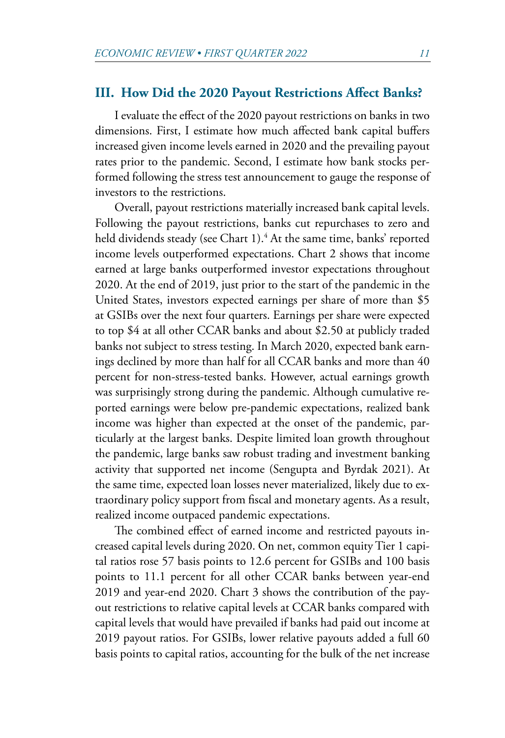## III. How Did the 2020 Payout Restrictions Affect Banks?

I evaluate the effect of the 2020 payout restrictions on banks in two dimensions. First, I estimate how much affected bank capital buffers increased given income levels earned in 2020 and the prevailing payout rates prior to the pandemic. Second, I estimate how bank stocks performed following the stress test announcement to gauge the response of investors to the restrictions.

Overall, payout restrictions materially increased bank capital levels. Following the payout restrictions, banks cut repurchases to zero and held dividends steady (see Chart 1).[4] At the same time, banks' reported income levels outperformed expectations. Chart 2 shows that income earned at large banks outperformed investor expectations throughout 2020. At the end of 2019, just prior to the start of the pandemic in the United States, investors expected earnings per share of more than $5 at GSIBs over the next four quarters. Earnings per share were expected to top $4 at all other CCAR banks and about $2.50 at publicly traded banks not subject to stress testing. In March 2020, expected bank earnings declined by more than half for all CCAR banks and more than 40 percent for non-stress-tested banks. However, actual earnings growth was surprisingly strong during the pandemic. Although cumulative reported earnings were below pre-pandemic expectations, realized bank income was higher than expected at the onset of the pandemic, particularly at the largest banks. Despite limited loan growth throughout the pandemic, large banks saw robust trading and investment banking activity that supported net income (Sengupta and Byrdak 2021). At the same time, expected loan losses never materialized, likely due to extraordinary policy support from fiscal and monetary agents. As a result, realized income outpaced pandemic expectations.

The combined effect of earned income and restricted payouts increased capital levels during 2020. On net, common equity Tier 1 capital ratios rose 57 basis points to 12.6 percent for GSIBs and 100 basis points to 11.1 percent for all other CCAR banks between year-end 2019 and year-end 2020. Chart 3 shows the contribution of the payout restrictions to relative capital levels at CCAR banks compared with capital levels that would have prevailed if banks had paid out income at 2019 payout ratios. For GSIBs, lower relative payouts added a full 60 basis points to capital ratios, accounting for the bulk of the net increase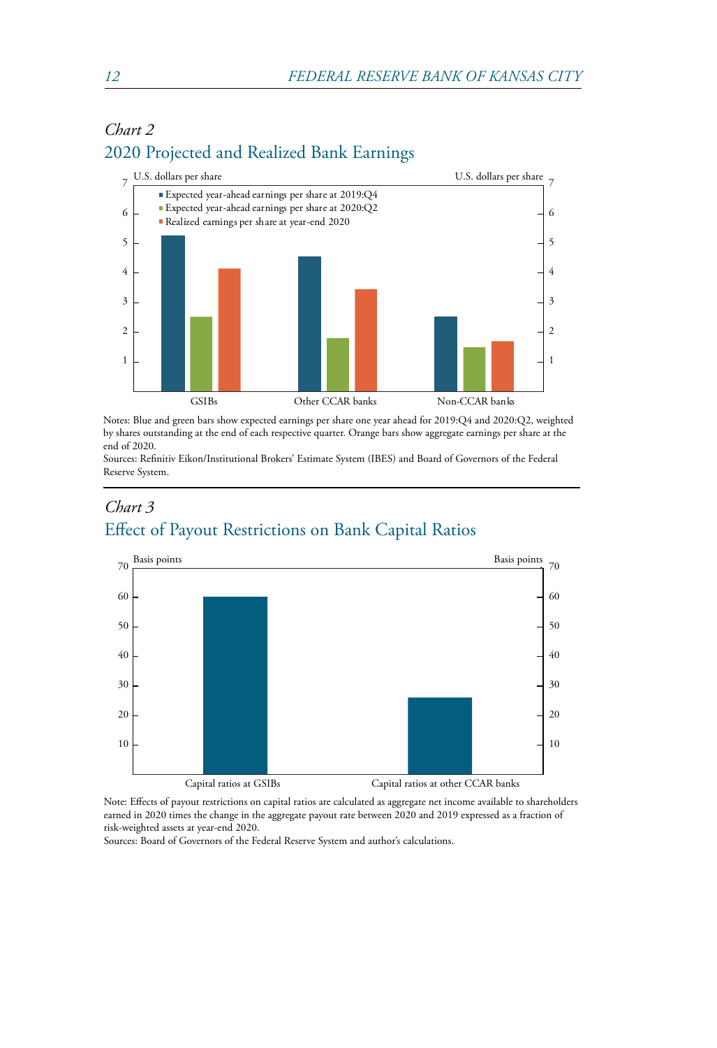*Chart 2*

## 2020 Projected and Realized Bank Earnings

Notes: Blue and green bars show expected earnings per share one year ahead for 2019:Q4 and 2020:Q2, weighted by shares outstanding at the end of each respective quarter. Orange bars show aggregate earnings per share at the end of 2020.

Sources: Refinitiv Eikon/Institutional Brokers' Estimate System (IBES) and Board of Governors of the Federal Reserve System.

*Chart 3*

## Effect of Payout Restrictions on Bank Capital Ratios

Note: Effects of payout restrictions on capital ratios are calculated as aggregate net income available to shareholders earned in 2020 times the change in the aggregate payout rate between 2020 and 2019 expressed as a fraction of risk-weighted assets at year-end 2020.

Sources: Board of Governors of the Federal Reserve System and author's calculations.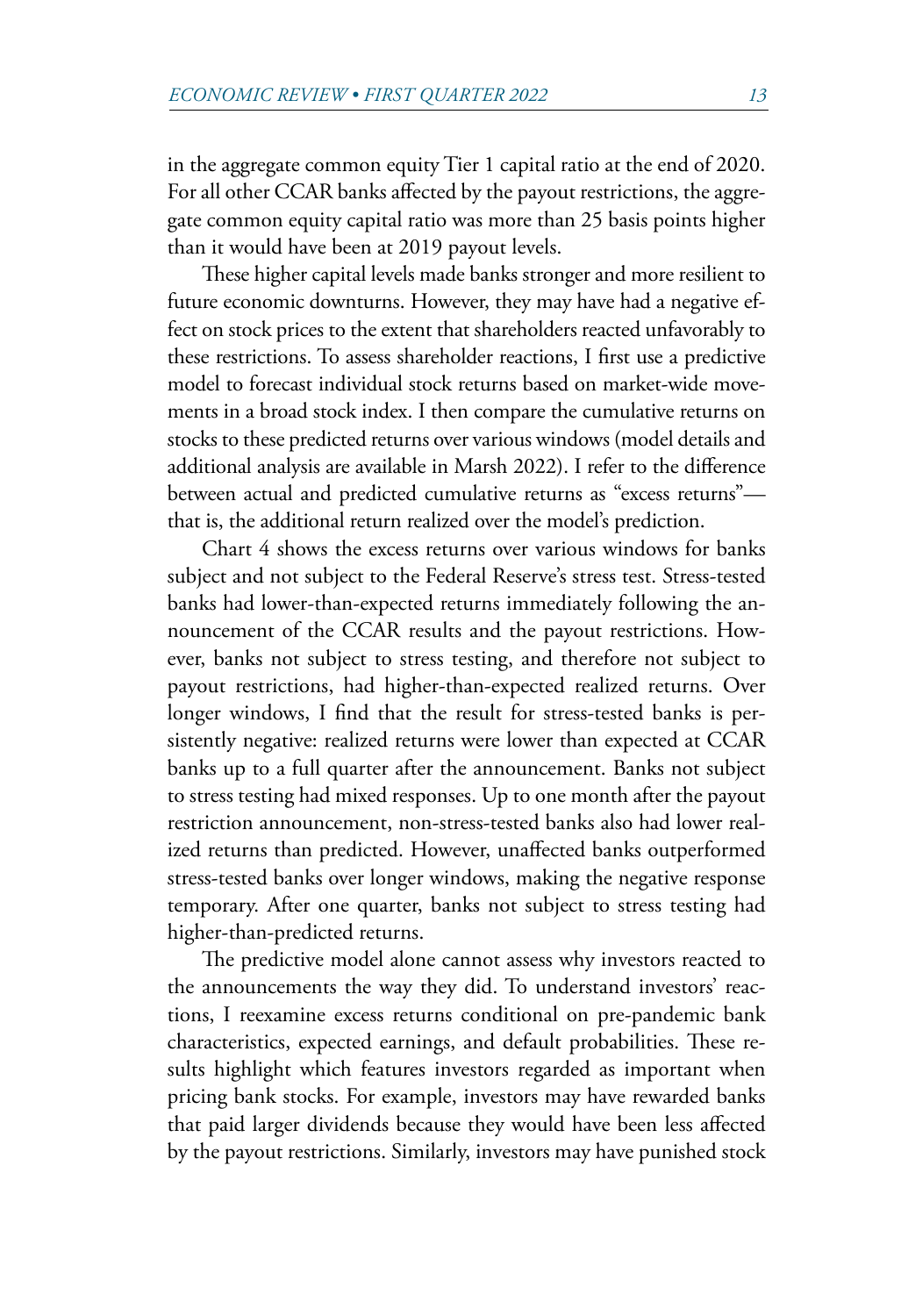in the aggregate common equity Tier 1 capital ratio at the end of 2020. For all other CCAR banks affected by the payout restrictions, the aggregate common equity capital ratio was more than 25 basis points higher than it would have been at 2019 payout levels.

These higher capital levels made banks stronger and more resilient to future economic downturns. However, they may have had a negative effect on stock prices to the extent that shareholders reacted unfavorably to these restrictions. To assess shareholder reactions, I first use a predictive model to forecast individual stock returns based on market-wide movements in a broad stock index. I then compare the cumulative returns on stocks to these predicted returns over various windows (model details and additional analysis are available in Marsh 2022). I refer to the difference between actual and predicted cumulative returns as "excess returns"—that is, the additional return realized over the model's prediction.

Chart 4 shows the excess returns over various windows for banks subject and not subject to the Federal Reserve's stress test. Stress-tested banks had lower-than-expected returns immediately following the announcement of the CCAR results and the payout restrictions. However, banks not subject to stress testing, and therefore not subject to payout restrictions, had higher-than-expected realized returns. Over longer windows, I find that the result for stress-tested banks is persistently negative: realized returns were lower than expected at CCAR banks up to a full quarter after the announcement. Banks not subject to stress testing had mixed responses. Up to one month after the payout restriction announcement, non-stress-tested banks also had lower realized returns than predicted. However, unaffected banks outperformed stress-tested banks over longer windows, making the negative response temporary. After one quarter, banks not subject to stress testing had higher-than-predicted returns.

The predictive model alone cannot assess why investors reacted to the announcements the way they did. To understand investors' reactions, I reexamine excess returns conditional on pre-pandemic bank characteristics, expected earnings, and default probabilities. These results highlight which features investors regarded as important when pricing bank stocks. For example, investors may have rewarded banks that paid larger dividends because they would have been less affected by the payout restrictions. Similarly, investors may have punished stock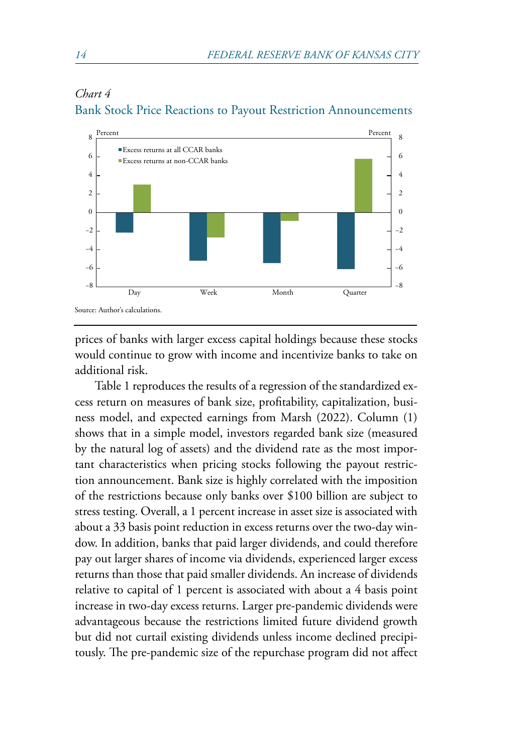*Chart 4*

Bank Stock Price Reactions to Payout Restriction Announcements

Source: Author's calculations.

prices of banks with larger excess capital holdings because these stocks would continue to grow with income and incentivize banks to take on additional risk.

Table 1 reproduces the results of a regression of the standardized excess return on measures of bank size, profitability, capitalization, business model, and expected earnings from Marsh (2022). Column (1) shows that in a simple model, investors regarded bank size (measured by the natural log of assets) and the dividend rate as the most important characteristics when pricing stocks following the payout restriction announcement. Bank size is highly correlated with the imposition of the restrictions because only banks over $100 billion are subject to stress testing. Overall, a 1 percent increase in asset size is associated with about a 33 basis point reduction in excess returns over the two-day window. In addition, banks that paid larger dividends, and could therefore pay out larger shares of income via dividends, experienced larger excess returns than those that paid smaller dividends. An increase of dividends relative to capital of 1 percent is associated with about a 4 basis point increase in two-day excess returns. Larger pre-pandemic dividends were advantageous because the restrictions limited future dividend growth but did not curtail existing dividends unless income declined precipitously. The pre-pandemic size of the repurchase program did not affect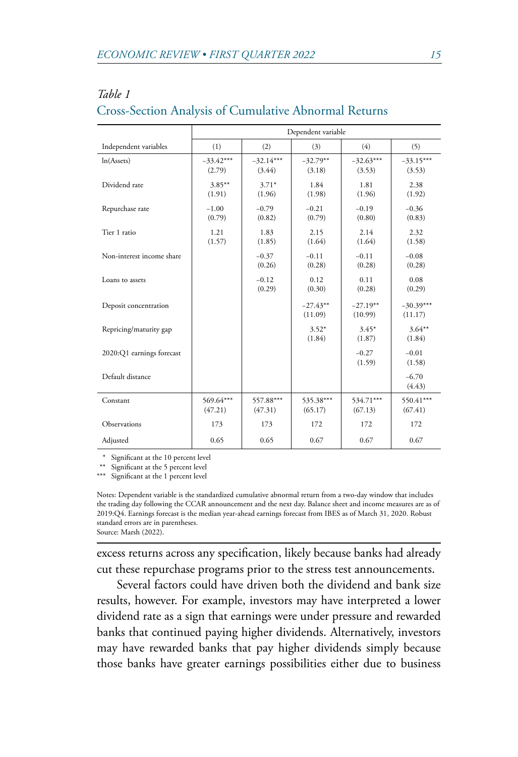*Table 1*

## Cross-Section Analysis of Cumulative Abnormal Returns

| | Dependent variable | | | | |
|---|---|---|---|---|---|
| Independent variables | (1) | (2) | (3) | (4) | (5) |
| ln(Assets) | −33.42*** (2.79) | −32.14*** (3.44) | −32.79** (3.18) | −32.63*** (3.53) | −33.15*** (3.53) |
| Dividend rate | 3.85** (1.91) | 3.71* (1.96) | 1.84 (1.98) | 1.81 (1.96) | 2.38 (1.92) |
| Repurchase rate | −1.00 (0.79) | −0.79 (0.82) | −0.21 (0.79) | −0.19 (0.80) | −0.36 (0.83) |
| Tier 1 ratio | 1.21 (1.57) | 1.83 (1.85) | 2.15 (1.64) | 2.14 (1.64) | 2.32 (1.58) |
| Non-interest income share | | −0.37 (0.26) | −0.11 (0.28) | −0.11 (0.28) | −0.08 (0.28) |
| Loans to assets | | −0.12 (0.29) | 0.12 (0.30) | 0.11 (0.28) | 0.08 (0.29) |
| Deposit concentration | | | −27.43** (11.09) | −27.19** (10.99) | −30.39*** (11.17) |
| Repricing/maturity gap | | | 3.52* (1.84) | 3.45* (1.87) | 3.64** (1.84) |
| 2020:Q1 earnings forecast | | | | −0.27 (1.59) | −0.01 (1.58) |
| Default distance | | | | | −6.70 (4.43) |
| Constant | 569.64*** (47.21) | 557.88*** (47.31) | 535.38*** (65.17) | 534.71*** (67.13) | 550.41*** (67.41) |
| Observations | 173 | 173 | 172 | 172 | 172 |
| Adjusted | 0.65 | 0.65 | 0.67 | 0.67 | 0.67 |

\* Significant at the 10 percent level
\** Significant at the 5 percent level
\*** Significant at the 1 percent level

Notes: Dependent variable is the standardized cumulative abnormal return from a two-day window that includes the trading day following the CCAR announcement and the next day. Balance sheet and income measures are as of 2019:Q4. Earnings forecast is the median year-ahead earnings forecast from IBES as of March 31, 2020. Robust standard errors are in parentheses.
Source: Marsh (2022).

excess returns across any specification, likely because banks had already cut these repurchase programs prior to the stress test announcements.

Several factors could have driven both the dividend and bank size results, however. For example, investors may have interpreted a lower dividend rate as a sign that earnings were under pressure and rewarded banks that continued paying higher dividends. Alternatively, investors may have rewarded banks that pay higher dividends simply because those banks have greater earnings possibilities either due to business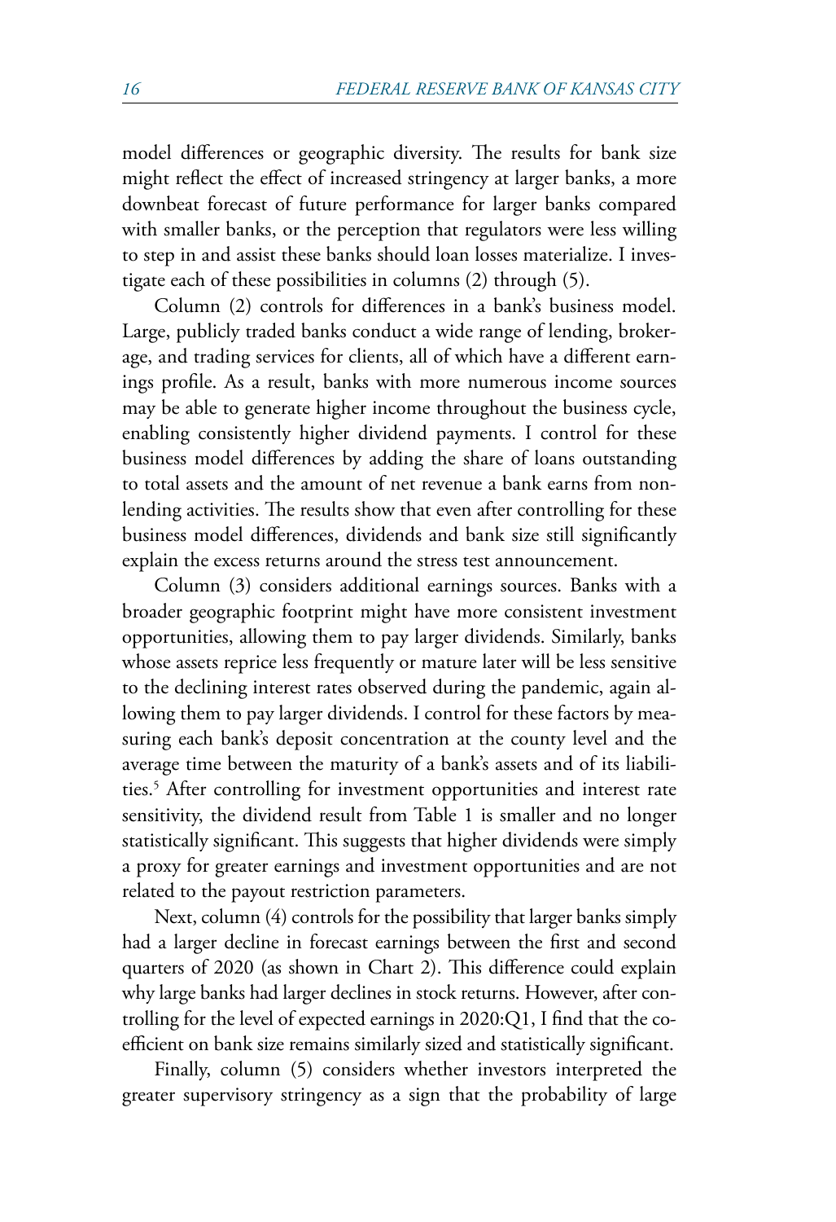model differences or geographic diversity. The results for bank size might reflect the effect of increased stringency at larger banks, a more downbeat forecast of future performance for larger banks compared with smaller banks, or the perception that regulators were less willing to step in and assist these banks should loan losses materialize. I investigate each of these possibilities in columns (2) through (5).

Column (2) controls for differences in a bank's business model. Large, publicly traded banks conduct a wide range of lending, brokerage, and trading services for clients, all of which have a different earnings profile. As a result, banks with more numerous income sources may be able to generate higher income throughout the business cycle, enabling consistently higher dividend payments. I control for these business model differences by adding the share of loans outstanding to total assets and the amount of net revenue a bank earns from nonlending activities. The results show that even after controlling for these business model differences, dividends and bank size still significantly explain the excess returns around the stress test announcement.

Column (3) considers additional earnings sources. Banks with a broader geographic footprint might have more consistent investment opportunities, allowing them to pay larger dividends. Similarly, banks whose assets reprice less frequently or mature later will be less sensitive to the declining interest rates observed during the pandemic, again allowing them to pay larger dividends. I control for these factors by measuring each bank's deposit concentration at the county level and the average time between the maturity of a bank's assets and of its liabilities.[5] After controlling for investment opportunities and interest rate sensitivity, the dividend result from Table 1 is smaller and no longer statistically significant. This suggests that higher dividends were simply a proxy for greater earnings and investment opportunities and are not related to the payout restriction parameters.

Next, column (4) controls for the possibility that larger banks simply had a larger decline in forecast earnings between the first and second quarters of 2020 (as shown in Chart 2). This difference could explain why large banks had larger declines in stock returns. However, after controlling for the level of expected earnings in 2020:Q1, I find that the coefficient on bank size remains similarly sized and statistically significant.

Finally, column (5) considers whether investors interpreted the greater supervisory stringency as a sign that the probability of large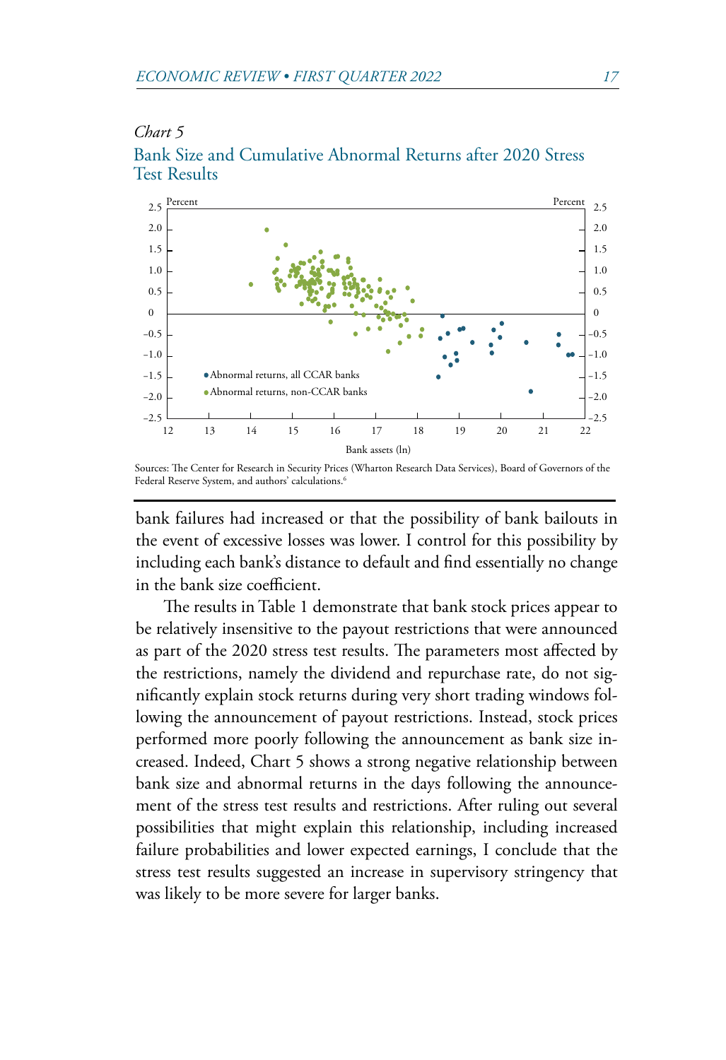*Chart 5*

## Bank Size and Cumulative Abnormal Returns after 2020 Stress Test Results

Sources: The Center for Research in Security Prices (Wharton Research Data Services), Board of Governors of the Federal Reserve System, and authors' calculations.[6]

bank failures had increased or that the possibility of bank bailouts in the event of excessive losses was lower. I control for this possibility by including each bank's distance to default and find essentially no change in the bank size coefficient.

The results in Table 1 demonstrate that bank stock prices appear to be relatively insensitive to the payout restrictions that were announced as part of the 2020 stress test results. The parameters most affected by the restrictions, namely the dividend and repurchase rate, do not significantly explain stock returns during very short trading windows following the announcement of payout restrictions. Instead, stock prices performed more poorly following the announcement as bank size increased. Indeed, Chart 5 shows a strong negative relationship between bank size and abnormal returns in the days following the announcement of the stress test results and restrictions. After ruling out several possibilities that might explain this relationship, including increased failure probabilities and lower expected earnings, I conclude that the stress test results suggested an increase in supervisory stringency that was likely to be more severe for larger banks.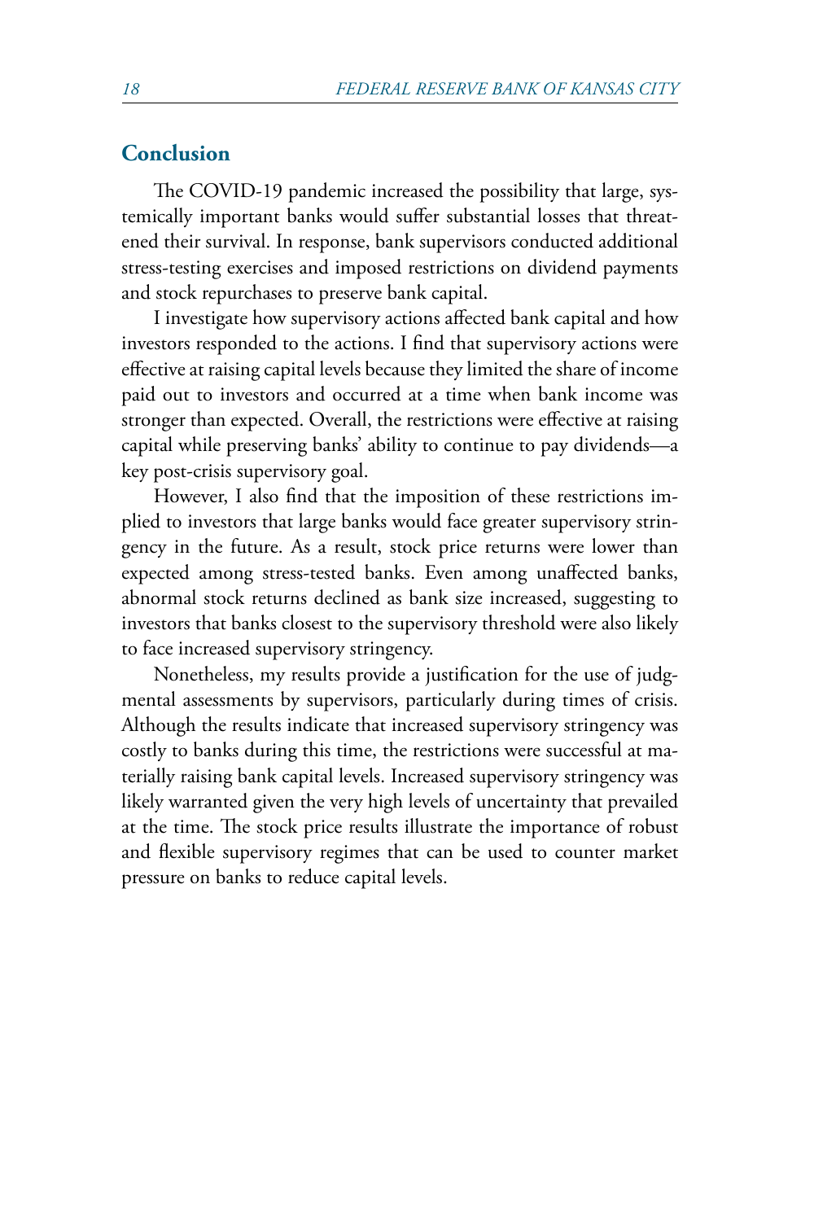## Conclusion

The COVID-19 pandemic increased the possibility that large, systemically important banks would suffer substantial losses that threatened their survival. In response, bank supervisors conducted additional stress-testing exercises and imposed restrictions on dividend payments and stock repurchases to preserve bank capital.

I investigate how supervisory actions affected bank capital and how investors responded to the actions. I find that supervisory actions were effective at raising capital levels because they limited the share of income paid out to investors and occurred at a time when bank income was stronger than expected. Overall, the restrictions were effective at raising capital while preserving banks' ability to continue to pay dividends—a key post-crisis supervisory goal.

However, I also find that the imposition of these restrictions implied to investors that large banks would face greater supervisory stringency in the future. As a result, stock price returns were lower than expected among stress-tested banks. Even among unaffected banks, abnormal stock returns declined as bank size increased, suggesting to investors that banks closest to the supervisory threshold were also likely to face increased supervisory stringency.

Nonetheless, my results provide a justification for the use of judgmental assessments by supervisors, particularly during times of crisis. Although the results indicate that increased supervisory stringency was costly to banks during this time, the restrictions were successful at materially raising bank capital levels. Increased supervisory stringency was likely warranted given the very high levels of uncertainty that prevailed at the time. The stock price results illustrate the importance of robust and flexible supervisory regimes that can be used to counter market pressure on banks to reduce capital levels.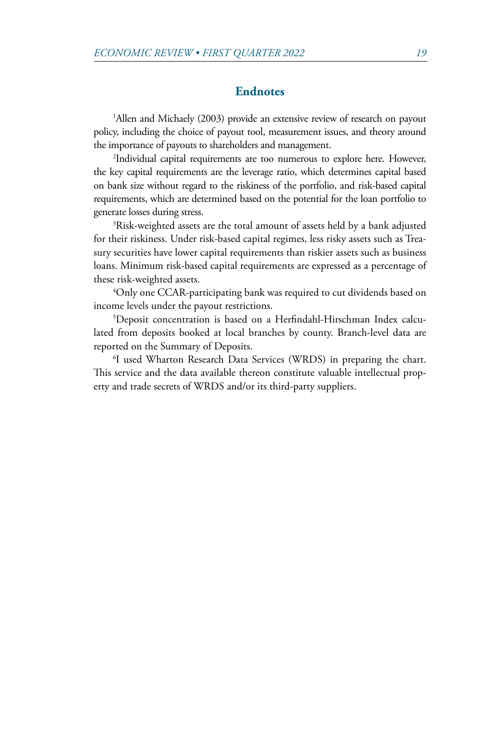## Endnotes

[1]Allen and Michaely (2003) provide an extensive review of research on payout policy, including the choice of payout tool, measurement issues, and theory around the importance of payouts to shareholders and management.

[2]Individual capital requirements are too numerous to explore here. However, the key capital requirements are the leverage ratio, which determines capital based on bank size without regard to the riskiness of the portfolio, and risk-based capital requirements, which are determined based on the potential for the loan portfolio to generate losses during stress.

[3]Risk-weighted assets are the total amount of assets held by a bank adjusted for their riskiness. Under risk-based capital regimes, less risky assets such as Treasury securities have lower capital requirements than riskier assets such as business loans. Minimum risk-based capital requirements are expressed as a percentage of these risk-weighted assets.

[4]Only one CCAR-participating bank was required to cut dividends based on income levels under the payout restrictions.

[5]Deposit concentration is based on a Herfindahl-Hirschman Index calculated from deposits booked at local branches by county. Branch-level data are reported on the Summary of Deposits.

[6]I used Wharton Research Data Services (WRDS) in preparing the chart. This service and the data available thereon constitute valuable intellectual property and trade secrets of WRDS and/or its third-party suppliers.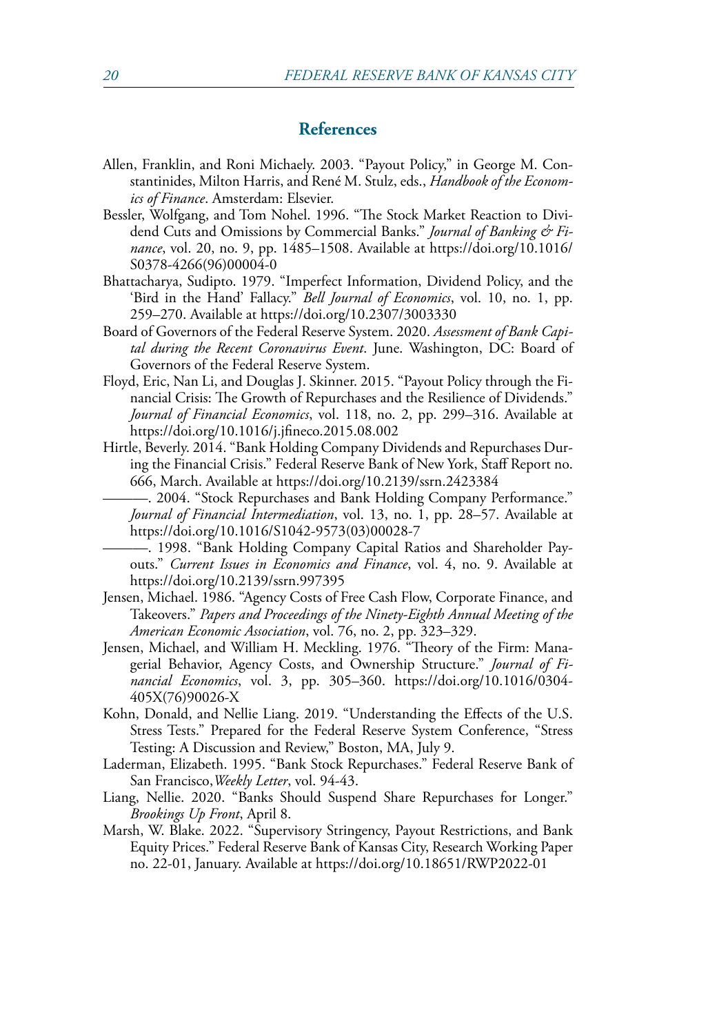## References

Allen, Franklin, and Roni Michaely. 2003. "Payout Policy," in George M. Constantinides, Milton Harris, and René M. Stulz, eds., *Handbook of the Economics of Finance*. Amsterdam: Elsevier.

Bessler, Wolfgang, and Tom Nohel. 1996. "The Stock Market Reaction to Dividend Cuts and Omissions by Commercial Banks." *Journal of Banking & Finance*, vol. 20, no. 9, pp. 1485–1508. Available at https://doi.org/10.1016/S0378-4266(96)00004-0

Bhattacharya, Sudipto. 1979. "Imperfect Information, Dividend Policy, and the 'Bird in the Hand' Fallacy." *Bell Journal of Economics*, vol. 10, no. 1, pp. 259–270. Available at https://doi.org/10.2307/3003330

Board of Governors of the Federal Reserve System. 2020. *Assessment of Bank Capital during the Recent Coronavirus Event*. June. Washington, DC: Board of Governors of the Federal Reserve System.

Floyd, Eric, Nan Li, and Douglas J. Skinner. 2015. "Payout Policy through the Financial Crisis: The Growth of Repurchases and the Resilience of Dividends." *Journal of Financial Economics*, vol. 118, no. 2, pp. 299–316. Available at https://doi.org/10.1016/j.jfineco.2015.08.002

Hirtle, Beverly. 2014. "Bank Holding Company Dividends and Repurchases During the Financial Crisis." Federal Reserve Bank of New York, Staff Report no. 666, March. Available at https://doi.org/10.2139/ssrn.2423384

———. 2004. "Stock Repurchases and Bank Holding Company Performance." *Journal of Financial Intermediation*, vol. 13, no. 1, pp. 28–57. Available at https://doi.org/10.1016/S1042-9573(03)00028-7

———. 1998. "Bank Holding Company Capital Ratios and Shareholder Payouts." *Current Issues in Economics and Finance*, vol. 4, no. 9. Available at https://doi.org/10.2139/ssrn.997395

Jensen, Michael. 1986. "Agency Costs of Free Cash Flow, Corporate Finance, and Takeovers." *Papers and Proceedings of the Ninety-Eighth Annual Meeting of the American Economic Association*, vol. 76, no. 2, pp. 323–329.

Jensen, Michael, and William H. Meckling. 1976. "Theory of the Firm: Managerial Behavior, Agency Costs, and Ownership Structure." *Journal of Financial Economics*, vol. 3, pp. 305–360. https://doi.org/10.1016/0304-405X(76)90026-X

Kohn, Donald, and Nellie Liang. 2019. "Understanding the Effects of the U.S. Stress Tests." Prepared for the Federal Reserve System Conference, "Stress Testing: A Discussion and Review," Boston, MA, July 9.

Laderman, Elizabeth. 1995. "Bank Stock Repurchases." Federal Reserve Bank of San Francisco, *Weekly Letter*, vol. 94-43.

Liang, Nellie. 2020. "Banks Should Suspend Share Repurchases for Longer." *Brookings Up Front*, April 8.

Marsh, W. Blake. 2022. "Supervisory Stringency, Payout Restrictions, and Bank Equity Prices." Federal Reserve Bank of Kansas City, Research Working Paper no. 22-01, January. Available at https://doi.org/10.18651/RWP2022-01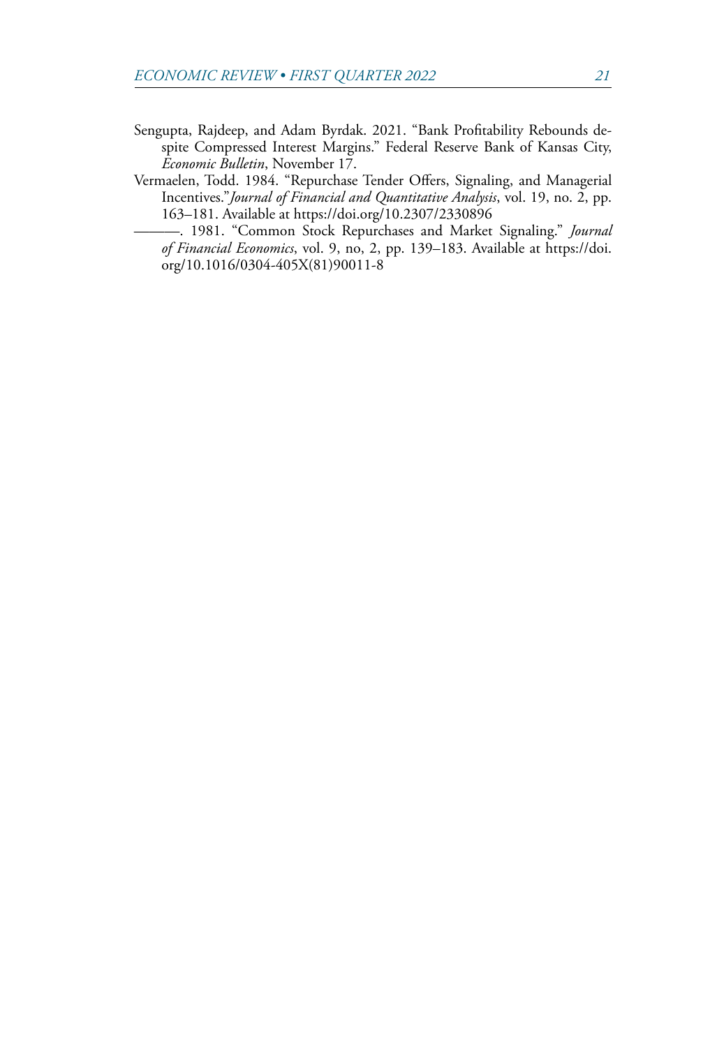Sengupta, Rajdeep, and Adam Byrdak. 2021. "Bank Profitability Rebounds despite Compressed Interest Margins." Federal Reserve Bank of Kansas City, *Economic Bulletin*, November 17.

Vermaelen, Todd. 1984. "Repurchase Tender Offers, Signaling, and Managerial Incentives."*Journal of Financial and Quantitative Analysis*, vol. 19, no. 2, pp. 163–181. Available at https://doi.org/10.2307/2330896

———. 1981. "Common Stock Repurchases and Market Signaling." *Journal of Financial Economics*, vol. 9, no, 2, pp. 139–183. Available at https://doi.org/10.1016/0304-405X(81)90011-8